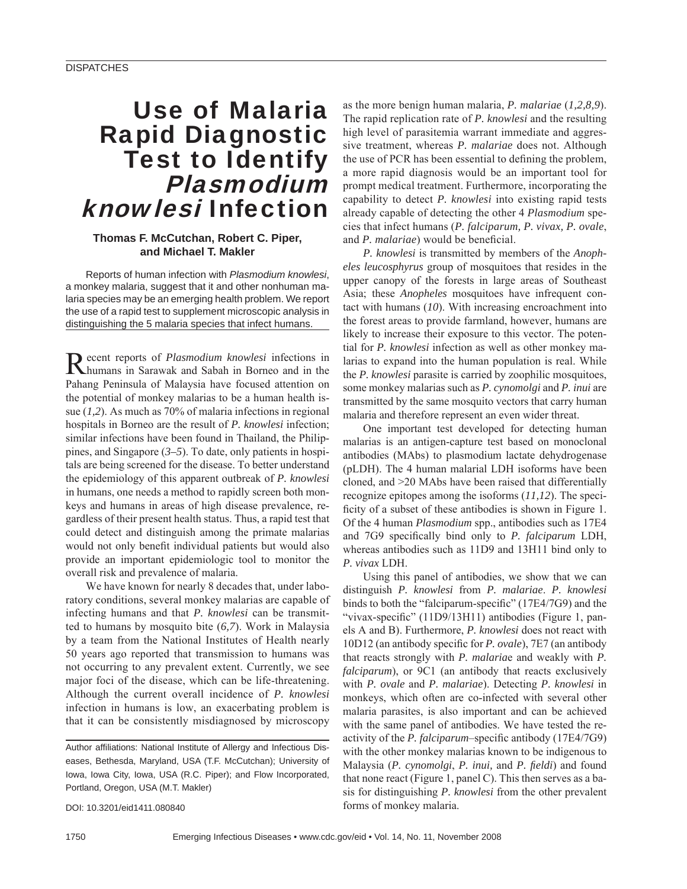DISPATCHES

# Use of Malaria Rapid Diagnostic Test to Identify *Plasmodium knowlesi* Infection

**Thomas F. McCutchan, Robert C. Piper, and Michael T. Makler**

Reports of human infection with *Plasmodium knowlesi*, a monkey malaria, suggest that it and other nonhuman malaria species may be an emerging health problem. We report the use of a rapid test to supplement microscopic analysis in distinguishing the 5 malaria species that infect humans.

Recent reports of *Plasmodium knowlesi* infections in humans in Sarawak and Sabah in Borneo and in the Pahang Peninsula of Malaysia have focused attention on the potential of monkey malarias to be a human health issue (*1,2*). As much as 70% of malaria infections in regional hospitals in Borneo are the result of *P. knowlesi* infection; similar infections have been found in Thailand, the Philippines, and Singapore (*3–5*). To date, only patients in hospitals are being screened for the disease. To better understand the epidemiology of this apparent outbreak of *P. knowlesi* in humans, one needs a method to rapidly screen both monkeys and humans in areas of high disease prevalence, regardless of their present health status. Thus, a rapid test that could detect and distinguish among the primate malarias would not only benefit individual patients but would also provide an important epidemiologic tool to monitor the overall risk and prevalence of malaria.

We have known for nearly 8 decades that, under laboratory conditions, several monkey malarias are capable of infecting humans and that *P. knowlesi* can be transmitted to humans by mosquito bite (*6,7*). Work in Malaysia by a team from the National Institutes of Health nearly 50 years ago reported that transmission to humans was not occurring to any prevalent extent. Currently, we see major foci of the disease, which can be life-threatening. Although the current overall incidence of *P. knowlesi* infection in humans is low, an exacerbating problem is that it can be consistently misdiagnosed by microscopy as the more benign human malaria, *P. malariae* (*1,2,8,9*). The rapid replication rate of *P. knowlesi* and the resulting high level of parasitemia warrant immediate and aggressive treatment, whereas *P. malariae* does not. Although the use of PCR has been essential to defining the problem, a more rapid diagnosis would be an important tool for prompt medical treatment. Furthermore, incorporating the capability to detect *P. knowlesi* into existing rapid tests already capable of detecting the other 4 *Plasmodium* species that infect humans (*P. falciparum, P. vivax, P. ovale*, and *P. malariae*) would be beneficial.

*P. knowlesi* is transmitted by members of the *Anopheles leucosphyrus* group of mosquitoes that resides in the upper canopy of the forests in large areas of Southeast Asia; these *Anopheles* mosquitoes have infrequent contact with humans (*10*). With increasing encroachment into the forest areas to provide farmland, however, humans are likely to increase their exposure to this vector. The potential for *P. knowlesi* infection as well as other monkey malarias to expand into the human population is real. While the *P. knowlesi* parasite is carried by zoophilic mosquitoes, some monkey malarias such as *P. cynomolgi* and *P. inui* are transmitted by the same mosquito vectors that carry human malaria and therefore represent an even wider threat.

One important test developed for detecting human malarias is an antigen-capture test based on monoclonal antibodies (MAbs) to plasmodium lactate dehydrogenase (pLDH). The 4 human malarial LDH isoforms have been cloned, and >20 MAbs have been raised that differentially recognize epitopes among the isoforms (*11,12*). The specificity of a subset of these antibodies is shown in Figure 1. Of the 4 human *Plasmodium* spp., antibodies such as 17E4 and 7G9 specifically bind only to *P. falciparum* LDH, whereas antibodies such as 11D9 and 13H11 bind only to *P. vivax* LDH.

Using this panel of antibodies, we show that we can distinguish *P. knowlesi* from *P. malariae*. *P. knowlesi* binds to both the "falciparum-specific" (17E4/7G9) and the "vivax-specific" (11D9/13H11) antibodies (Figure 1, panels A and B). Furthermore, *P. knowlesi* does not react with 10D12 (an antibody specific for *P. ovale*), 7E7 (an antibody that reacts strongly with *P. malariae* and weakly with *P. falciparum*), or 9C1 (an antibody that reacts exclusively with *P. ovale* and *P. malariae*). Detecting *P. knowlesi* in monkeys, which often are co-infected with several other malaria parasites, is also important and can be achieved with the same panel of antibodies. We have tested the reactivity of the *P. falciparum*–specific antibody (17E4/7G9) with the other monkey malarias known to be indigenous to Malaysia (*P. cynomolgi*, *P. inui,* and *P. fieldi*) and found that none react (Figure 1, panel C). This then serves as a basis for distinguishing *P. knowlesi* from the other prevalent forms of monkey malaria.

Author affiliations: National Institute of Allergy and Infectious Diseases, Bethesda, Maryland, USA (T.F. McCutchan); University of Iowa, Iowa City, Iowa, USA (R.C. Piper); and Flow Incorporated, Portland, Oregon, USA (M.T. Makler)

DOI: 10.3201/eid1411.080840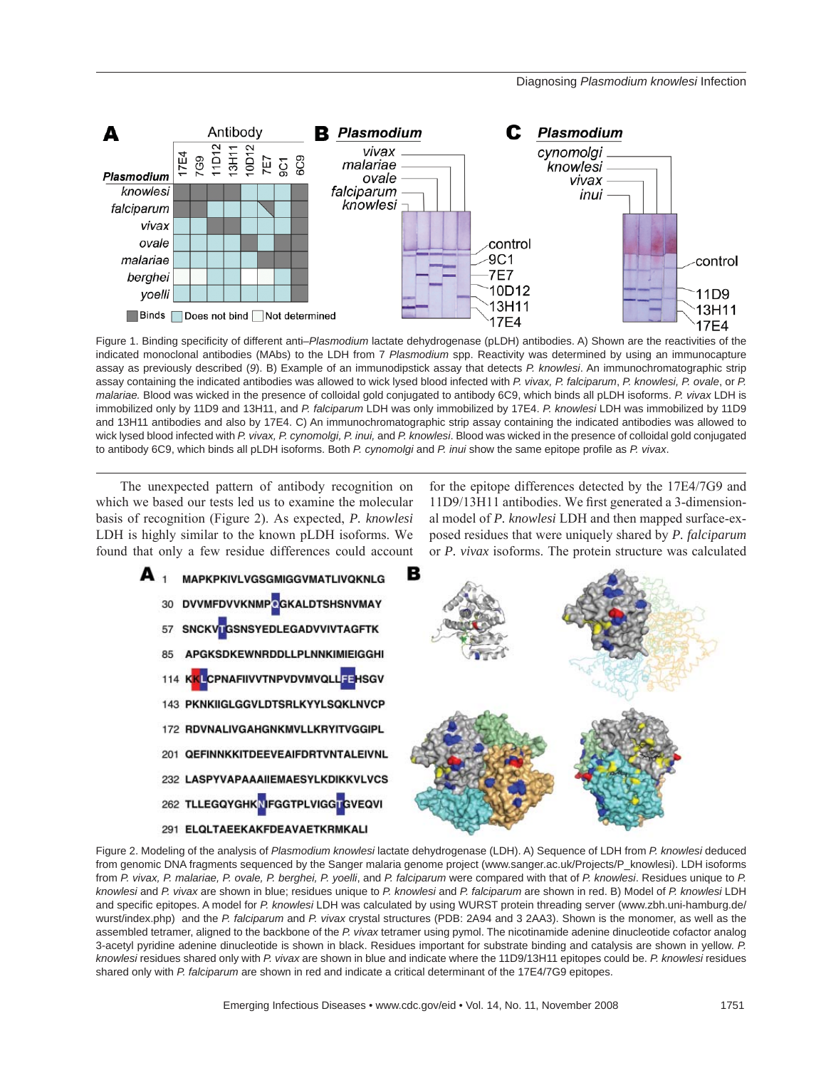Figure 1. Binding specificity of different anti–*Plasmodium* lactate dehydrogenase (pLDH) antibodies. A) Shown are the reactivities of the indicated monoclonal antibodies (MAbs) to the LDH from 7 *Plasmodium* spp. Reactivity was determined by using an immunocapture assay as previously described (*9*). B) Example of an immunodipstick assay that detects *P. knowlesi*. An immunochromatographic strip assay containing the indicated antibodies was allowed to wick lysed blood infected with *P. vivax, P. falciparum*, *P. knowlesi, P. ovale*, or *P. malariae.* Blood was wicked in the presence of colloidal gold conjugated to antibody 6C9, which binds all pLDH isoforms. *P. vivax* LDH is immobilized only by 11D9 and 13H11, and *P. falciparum* LDH was only immobilized by 17E4. *P. knowlesi* LDH was immobilized by 11D9 and 13H11 antibodies and also by 17E4. C) An immunochromatographic strip assay containing the indicated antibodies was allowed to wick lysed blood infected with *P. vivax, P. cynomolgi, P. inui,* and *P. knowlesi*. Blood was wicked in the presence of colloidal gold conjugated to antibody 6C9, which binds all pLDH isoforms. Both *P. cynomolgi* and *P. inui* show the same epitope profile as *P. vivax*.

The unexpected pattern of antibody recognition on which we based our tests led us to examine the molecular basis of recognition (Figure 2). As expected, *P. knowlesi* LDH is highly similar to the known pLDH isoforms. We found that only a few residue differences could account for the epitope differences detected by the 17E4/7G9 and 11D9/13H11 antibodies. We first generated a 3-dimensional model of *P. knowlesi* LDH and then mapped surface-exposed residues that were uniquely shared by *P. falciparum* or *P. vivax* isoforms. The protein structure was calculated

Figure 2. Modeling of the analysis of *Plasmodium knowlesi* lactate dehydrogenase (LDH). A) Sequence of LDH from *P. knowlesi* deduced from genomic DNA fragments sequenced by the Sanger malaria genome project (www.sanger.ac.uk/Projects/P_knowlesi). LDH isoforms from *P. vivax, P. malariae, P. ovale, P. berghei, P. yoelli*, and *P. falciparum* were compared with that of *P. knowlesi*. Residues unique to *P. knowlesi* and *P. vivax* are shown in blue; residues unique to *P. knowlesi* and *P. falciparum* are shown in red. B) Model of *P. knowlesi* LDH and specific epitopes. A model for *P. knowlesi* LDH was calculated by using WURST protein threading server (www.zbh.uni-hamburg.de/wurst/index.php) and the *P. falciparum* and *P. vivax* crystal structures (PDB: 2A94 and 3 2AA3). Shown is the monomer, as well as the assembled tetramer, aligned to the backbone of the *P. vivax* tetramer using pymol. The nicotinamide adenine dinucleotide cofactor analog 3-acetyl pyridine adenine dinucleotide is shown in black. Residues important for substrate binding and catalysis are shown in yellow. *P. knowlesi* residues shared only with *P. vivax* are shown in blue and indicate where the 11D9/13H11 epitopes could be. *P. knowlesi* residues shared only with *P. falciparum* are shown in red and indicate a critical determinant of the 17E4/7G9 epitopes.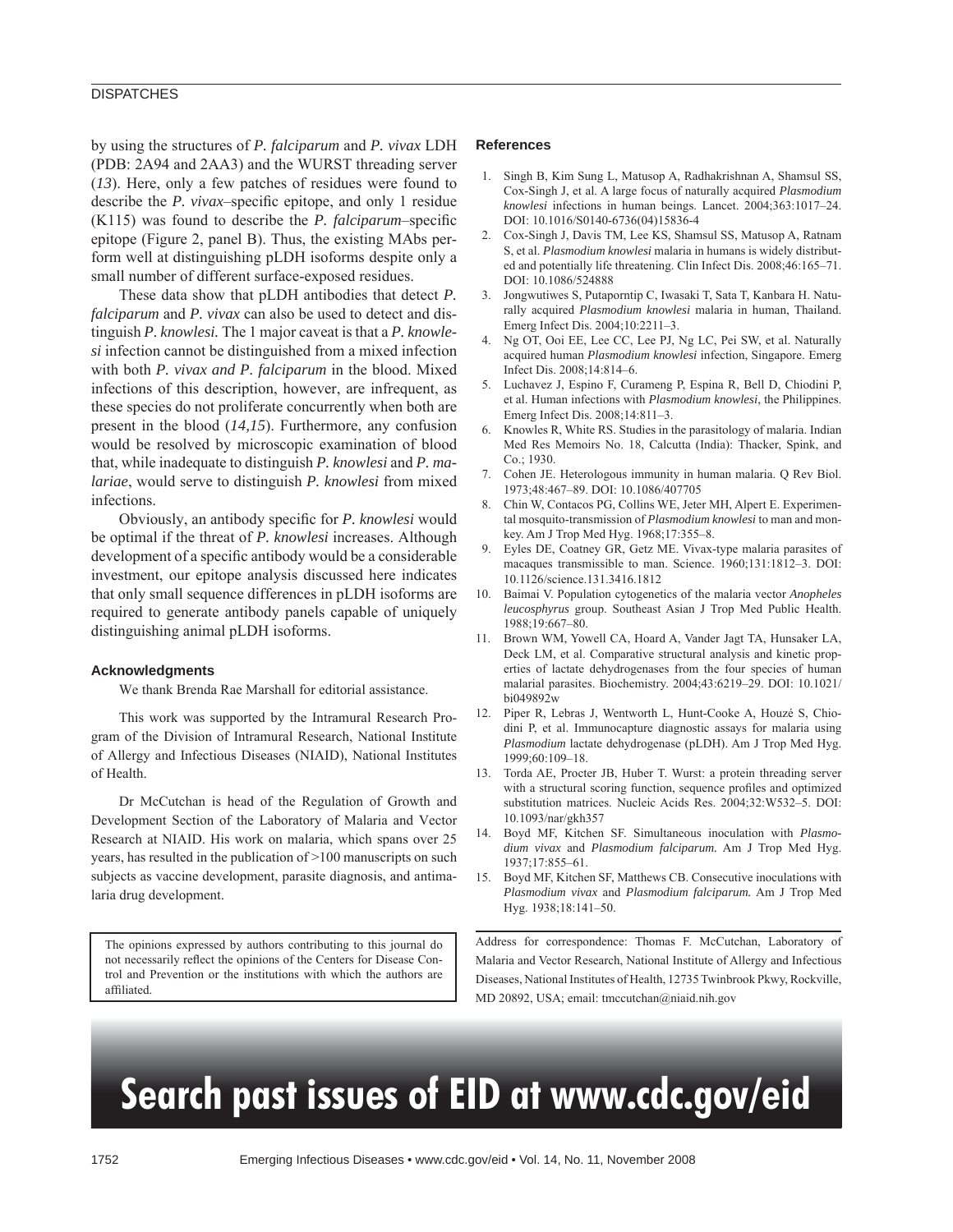by using the structures of *P. falciparum* and *P. vivax* LDH (PDB: 2A94 and 2AA3) and the WURST threading server (*13*). Here, only a few patches of residues were found to describe the *P. vivax*–specific epitope, and only 1 residue (K115) was found to describe the *P. falciparum*–specific epitope (Figure 2, panel B). Thus, the existing MAbs perform well at distinguishing pLDH isoforms despite only a small number of different surface-exposed residues.

These data show that pLDH antibodies that detect *P. falciparum* and *P. vivax* can also be used to detect and distinguish *P. knowlesi.* The 1 major caveat is that a *P. knowlesi* infection cannot be distinguished from a mixed infection with both *P. vivax and P. falciparum* in the blood. Mixed infections of this description, however, are infrequent, as these species do not proliferate concurrently when both are present in the blood (*14,15*). Furthermore, any confusion would be resolved by microscopic examination of blood that, while inadequate to distinguish *P. knowlesi* and *P. malariae*, would serve to distinguish *P. knowlesi* from mixed infections.

Obviously, an antibody specific for *P. knowlesi* would be optimal if the threat of *P. knowlesi* increases. Although development of a specific antibody would be a considerable investment, our epitope analysis discussed here indicates that only small sequence differences in pLDH isoforms are required to generate antibody panels capable of uniquely distinguishing animal pLDH isoforms.

### Acknowledgments

We thank Brenda Rae Marshall for editorial assistance.

This work was supported by the Intramural Research Program of the Division of Intramural Research, National Institute of Allergy and Infectious Diseases (NIAID), National Institutes of Health.

Dr McCutchan is head of the Regulation of Growth and Development Section of the Laboratory of Malaria and Vector Research at NIAID. His work on malaria, which spans over 25 years, has resulted in the publication of >100 manuscripts on such subjects as vaccine development, parasite diagnosis, and antimalaria drug development.

### References

1. Singh B, Kim Sung L, Matusop A, Radhakrishnan A, Shamsul SS, Cox-Singh J, et al. A large focus of naturally acquired *Plasmodium knowlesi* infections in human beings. Lancet. 2004;363:1017–24. DOI: 10.1016/S0140-6736(04)15836-4
2. Cox-Singh J, Davis TM, Lee KS, Shamsul SS, Matusop A, Ratnam S, et al. *Plasmodium knowlesi* malaria in humans is widely distributed and potentially life threatening. Clin Infect Dis. 2008;46:165–71. DOI: 10.1086/524888
3. Jongwutiwes S, Putaporntip C, Iwasaki T, Sata T, Kanbara H. Naturally acquired *Plasmodium knowlesi* malaria in human, Thailand. Emerg Infect Dis. 2004;10:2211–3.
4. Ng OT, Ooi EE, Lee CC, Lee PJ, Ng LC, Pei SW, et al. Naturally acquired human *Plasmodium knowlesi* infection, Singapore. Emerg Infect Dis. 2008;14:814–6.
5. Luchavez J, Espino F, Curameng P, Espina R, Bell D, Chiodini P, et al. Human infections with *Plasmodium knowlesi*, the Philippines. Emerg Infect Dis. 2008;14:811–3.
6. Knowles R, White RS. Studies in the parasitology of malaria. Indian Med Res Memoirs No. 18, Calcutta (India): Thacker, Spink, and Co.; 1930.
7. Cohen JE. Heterologous immunity in human malaria. Q Rev Biol. 1973;48:467–89. DOI: 10.1086/407705
8. Chin W, Contacos PG, Collins WE, Jeter MH, Alpert E. Experimental mosquito-transmission of *Plasmodium knowlesi* to man and monkey. Am J Trop Med Hyg. 1968;17:355–8.
9. Eyles DE, Coatney GR, Getz ME. Vivax-type malaria parasites of macaques transmissible to man. Science. 1960;131:1812–3. DOI: 10.1126/science.131.3416.1812
10. Baimai V. Population cytogenetics of the malaria vector *Anopheles leucosphyrus* group. Southeast Asian J Trop Med Public Health. 1988;19:667–80.
11. Brown WM, Yowell CA, Hoard A, Vander Jagt TA, Hunsaker LA, Deck LM, et al. Comparative structural analysis and kinetic properties of lactate dehydrogenases from the four species of human malarial parasites. Biochemistry. 2004;43:6219–29. DOI: 10.1021/bi049892w
12. Piper R, Lebras J, Wentworth L, Hunt-Cooke A, Houzé S, Chiodini P, et al. Immunocapture diagnostic assays for malaria using *Plasmodium* lactate dehydrogenase (pLDH). Am J Trop Med Hyg. 1999;60:109–18.
13. Torda AE, Procter JB, Huber T. Wurst: a protein threading server with a structural scoring function, sequence profiles and optimized substitution matrices. Nucleic Acids Res. 2004;32:W532–5. DOI: 10.1093/nar/gkh357
14. Boyd MF, Kitchen SF. Simultaneous inoculation with *Plasmodium vivax* and *Plasmodium falciparum.* Am J Trop Med Hyg. 1937;17:855–61.
15. Boyd MF, Kitchen SF, Matthews CB. Consecutive inoculations with *Plasmodium vivax* and *Plasmodium falciparum.* Am J Trop Med Hyg. 1938;18:141–50.

Address for correspondence: Thomas F. McCutchan, Laboratory of Malaria and Vector Research, National Institute of Allergy and Infectious Diseases, National Institutes of Health, 12735 Twinbrook Pkwy, Rockville, MD 20892, USA; email: tmccutchan@niaid.nih.gov

The opinions expressed by authors contributing to this journal do not necessarily reflect the opinions of the Centers for Disease Control and Prevention or the institutions with which the authors are affiliated.

**Search past issues of EID at www.cdc.gov/eid**